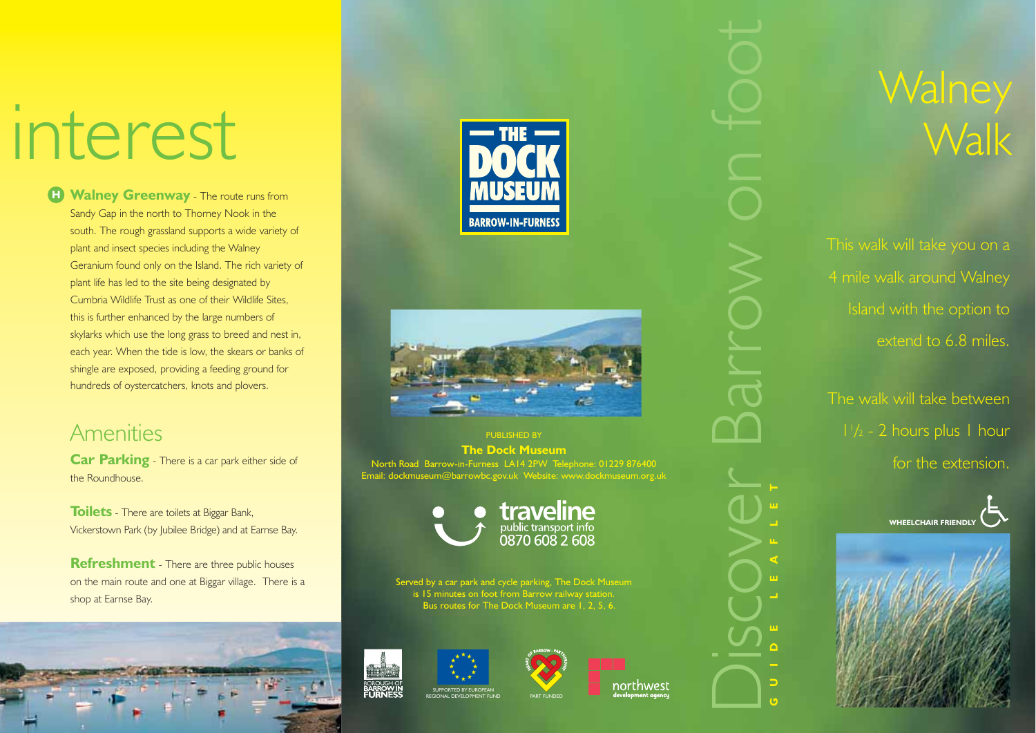# interest

**H** **Walney Greenway** - The route runs from Sandy Gap in the north to Thorney Nook in the south. The rough grassland supports a wide variety of plant and insect species including the Walney Geranium found only on the Island. The rich variety of plant life has led to the site being designated by Cumbria Wildlife Trust as one of their Wildlife Sites, this is further enhanced by the large numbers of skylarks which use the long grass to breed and nest in, each year. When the tide is low, the skears or banks of shingle are exposed, providing a feeding ground for hundreds of oystercatchers, knots and plovers.

## Amenities

**Car Parking** - There is a car park either side of the Roundhouse.

**Toilets** - There are toilets at Biggar Bank, Vickerstown Park (by Jubilee Bridge) and at Earnse Bay.

**Refreshment** - There are three public houses on the main route and one at Biggar village. There is a shop at Earnse Bay.

THE DOCK MUSEUM
BARROW-IN-FURNESS

PUBLISHED BY

**The Dock Museum**

North Road Barrow-in-Furness LA14 2PW Telephone: 01229 876400
Email: dockmuseum@barrowbc.gov.uk Website: www.dockmuseum.org.uk

traveline
public transport info
0870 608 2 608

Served by a car park and cycle parking, The Dock Museum is 15 minutes on foot from Barrow railway station. Bus routes for The Dock Museum are 1, 2, 5, 6.

BOROUGH OF BARROW IN FURNESS

SUPPORTED BY EUROPEAN REGIONAL DEVELOPMENT FUND

HEART OF BARROW PARTNERSHIP – PART FUNDED

northwest development agency

Discover Barrow on foot

GUIDE LEAFLET

# Walney Walk

This walk will take you on a 4 mile walk around Walney Island with the option to extend to 6.8 miles.

The walk will take between 1½ - 2 hours plus 1 hour for the extension.

WHEELCHAIR FRIENDLY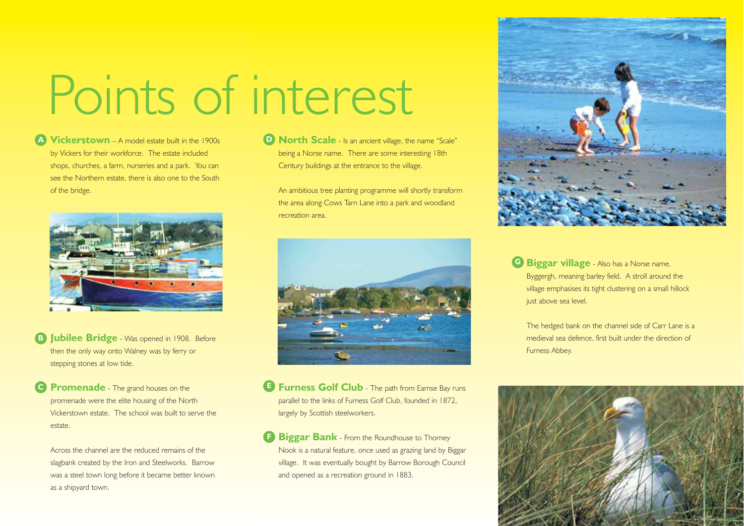# Points of interest

**A Vickerstown** – A model estate built in the 1900s by Vickers for their workforce. The estate included shops, churches, a farm, nurseries and a park. You can see the Northern estate, there is also one to the South of the bridge.

**B Jubilee Bridge** - Was opened in 1908. Before then the only way onto Walney was by ferry or stepping stones at low tide.

**C Promenade** - The grand houses on the promenade were the elite housing of the North Vickerstown estate. The school was built to serve the estate.

Across the channel are the reduced remains of the slagbank created by the Iron and Steelworks. Barrow was a steel town long before it became better known as a shipyard town.

**D North Scale** - Is an ancient village, the name "Scale" being a Norse name. There are some interesting 18th Century buildings at the entrance to the village.

An ambitious tree planting programme will shortly transform the area along Cows Tarn Lane into a park and woodland recreation area.

**E Furness Golf Club** - The path from Earnse Bay runs parallel to the links of Furness Golf Club, founded in 1872, largely by Scottish steelworkers.

**F Biggar Bank** - From the Roundhouse to Thorney Nook is a natural feature, once used as grazing land by Biggar village. It was eventually bought by Barrow Borough Council and opened as a recreation ground in 1883.

**G Biggar village** - Also has a Norse name, Byggergh, meaning barley field. A stroll around the village emphasises its tight clustering on a small hillock just above sea level.

The hedged bank on the channel side of Carr Lane is a medieval sea defence, first built under the direction of Furness Abbey.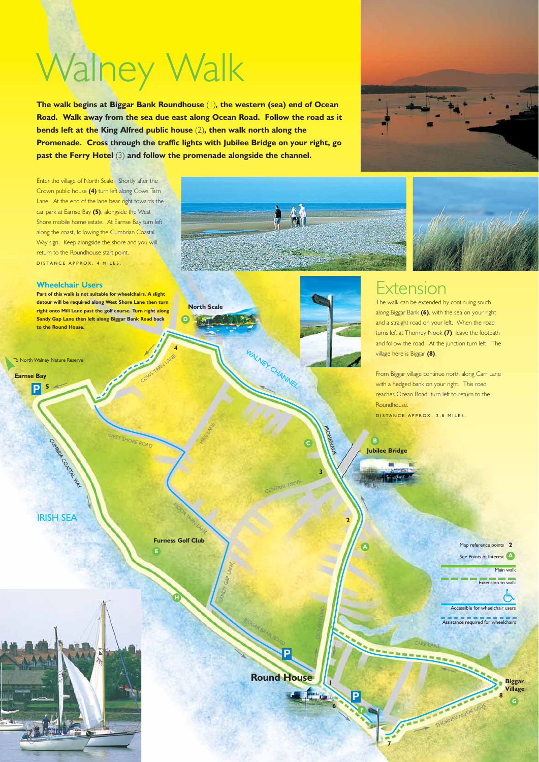# Walney Walk

**The walk begins at Biggar Bank Roundhouse** (1)**, the western (sea) end of Ocean Road. Walk away from the sea due east along Ocean Road. Follow the road as it bends left at the King Alfred public house** (2)**, then walk north along the Promenade. Cross through the traffic lights with Jubilee Bridge on your right, go past the Ferry Hotel** (3) **and follow the promenade alongside the channel.**

Enter the village of North Scale. Shortly after the Crown public house **(4)** turn left along Cows Tarn Lane. At the end of the lane bear right towards the car park at Earnse Bay **(5)**, alongside the West Shore mobile home estate. At Earnse Bay turn left along the coast, following the Cumbrian Coastal Way sign. Keep alongside the shore and you will return to the Roundhouse start point.

DISTANCE APPROX. 4 MILES.

### Wheelchair Users

**Part of this walk is not suitable for wheelchairs. A slight detour will be required along West Shore Lane then turn right onto Mill Lane past the golf course. Turn right along Sandy Gap Lane then left along Biggar Bank Road back to the Round House.**

## Extension

The walk can be extended by continuing south along Biggar Bank **(6)**, with the sea on your right and a straight road on your left. When the road turns left at Thorney Nook **(7)**, leave the footpath and follow the road. At the junction turn left. The village here is Biggar **(8)**.

From Biggar village continue north along Carr Lane with a hedged bank on your right. This road reaches Ocean Road, turn left to return to the Roundhouse.

DISTANCE APPROX. 2.8 MILES.

North Scale
D
4
To North Walney Nature Reserve
Earnse Bay
P 5
COWS TARN LANE
WALNEY CHANNEL
MILL LANE
WEST SHORE ROAD
PROMENADE
C
B
Jubilee Bridge
3
CUMBRIA COASTAL WAY
CENTRAL DRIVE
IRISH SEA
MOOR TARN LANE
2
Furness Golf Club
E
A
H
SANDY GAP LANE
BIGGAR BANK ROAD
OCEAN ROAD
P
Round House
1
CARR LANE
P
6
F
Biggar Village
8
G
THORNEY NOOK LANE
7

Map reference points 2
See Points of Interest A
Main walk
Extension to walk
Accessible for wheelchair users
Assistance required for wheelchairs